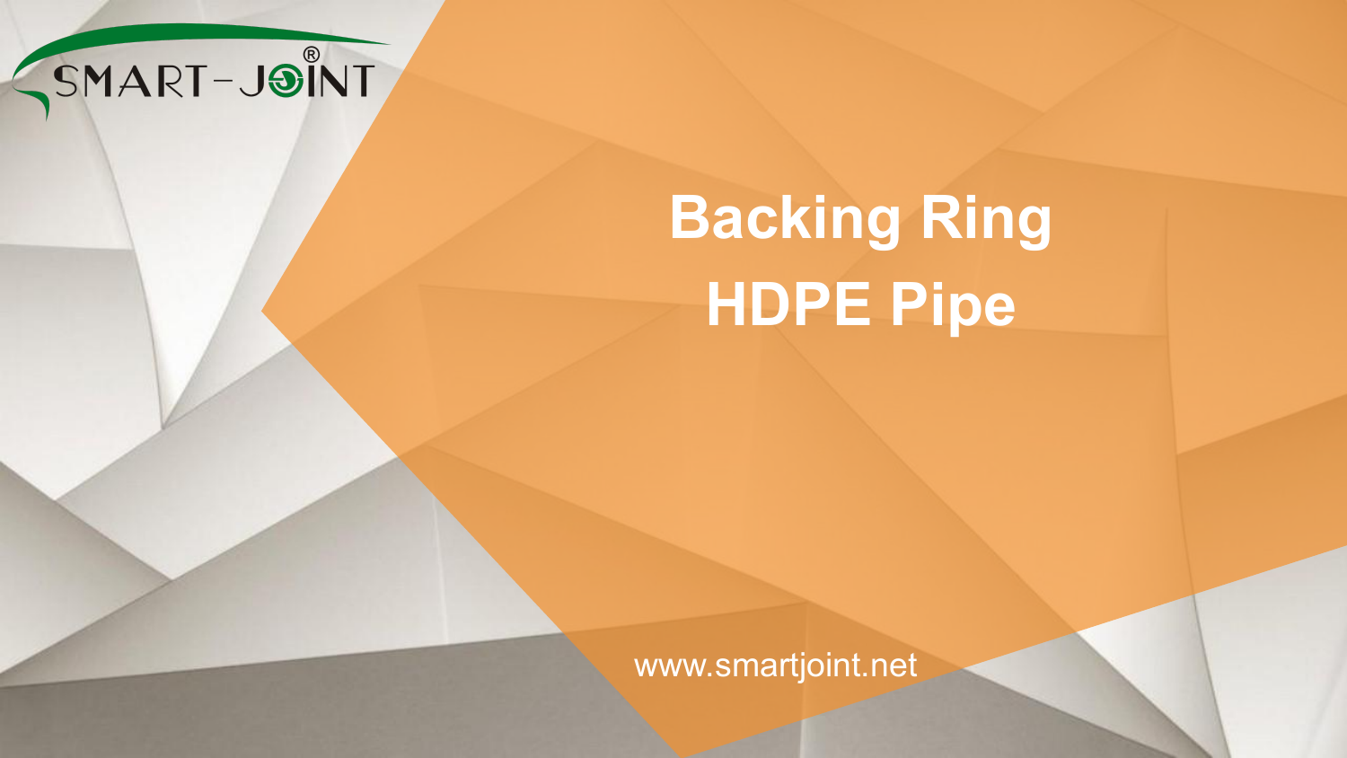SMART-JOINT®

# Backing Ring HDPE Pipe

www.smartjoint.net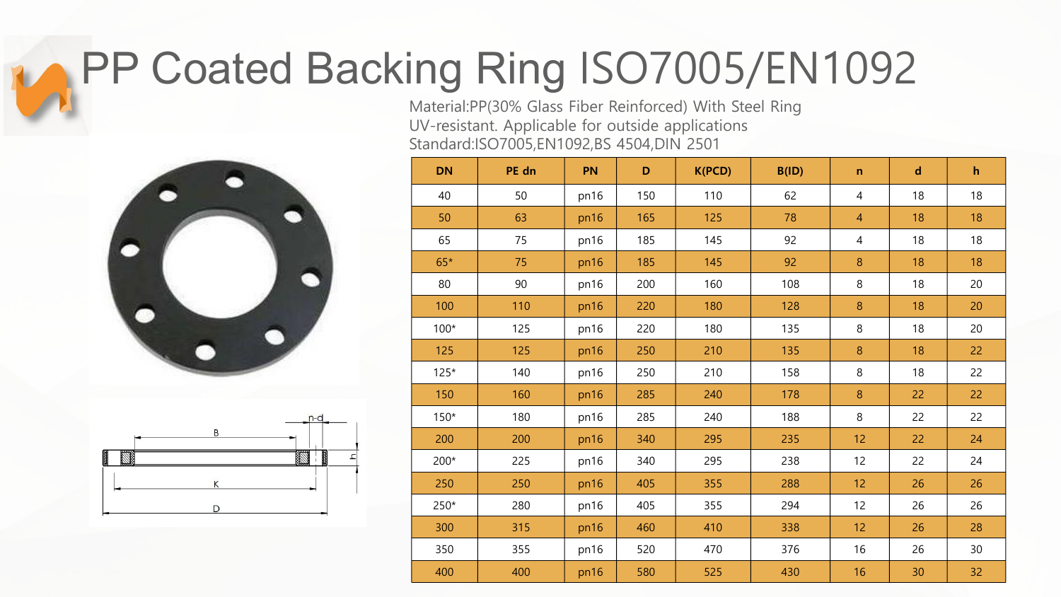# PP Coated Backing Ring ISO7005/EN1092

Material:PP(30% Glass Fiber Reinforced) With Steel Ring
UV-resistant. Applicable for outside applications
Standard:ISO7005,EN1092,BS 4504,DIN 2501

| DN | PE dn | PN | D | K(PCD) | B(ID) | n | d | h |
|---|---|---|---|---|---|---|---|---|
| 40 | 50 | pn16 | 150 | 110 | 62 | 4 | 18 | 18 |
| 50 | 63 | pn16 | 165 | 125 | 78 | 4 | 18 | 18 |
| 65 | 75 | pn16 | 185 | 145 | 92 | 4 | 18 | 18 |
| 65* | 75 | pn16 | 185 | 145 | 92 | 8 | 18 | 18 |
| 80 | 90 | pn16 | 200 | 160 | 108 | 8 | 18 | 20 |
| 100 | 110 | pn16 | 220 | 180 | 128 | 8 | 18 | 20 |
| 100* | 125 | pn16 | 220 | 180 | 135 | 8 | 18 | 20 |
| 125 | 125 | pn16 | 250 | 210 | 135 | 8 | 18 | 22 |
| 125* | 140 | pn16 | 250 | 210 | 158 | 8 | 18 | 22 |
| 150 | 160 | pn16 | 285 | 240 | 178 | 8 | 22 | 22 |
| 150* | 180 | pn16 | 285 | 240 | 188 | 8 | 22 | 22 |
| 200 | 200 | pn16 | 340 | 295 | 235 | 12 | 22 | 24 |
| 200* | 225 | pn16 | 340 | 295 | 238 | 12 | 22 | 24 |
| 250 | 250 | pn16 | 405 | 355 | 288 | 12 | 26 | 26 |
| 250* | 280 | pn16 | 405 | 355 | 294 | 12 | 26 | 26 |
| 300 | 315 | pn16 | 460 | 410 | 338 | 12 | 26 | 28 |
| 350 | 355 | pn16 | 520 | 470 | 376 | 16 | 26 | 30 |
| 400 | 400 | pn16 | 580 | 525 | 430 | 16 | 30 | 32 |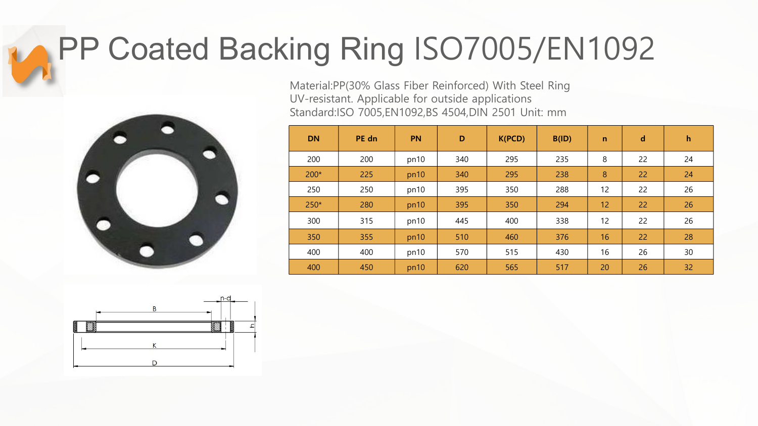# PP Coated Backing Ring ISO7005/EN1092

Material:PP(30% Glass Fiber Reinforced) With Steel Ring
UV-resistant. Applicable for outside applications
Standard:ISO 7005,EN1092,BS 4504,DIN 2501 Unit: mm

| DN | PE dn | PN | D | K(PCD) | B(ID) | n | d | h |
|---|---|---|---|---|---|---|---|---|
| 200 | 200 | pn10 | 340 | 295 | 235 | 8 | 22 | 24 |
| 200* | 225 | pn10 | 340 | 295 | 238 | 8 | 22 | 24 |
| 250 | 250 | pn10 | 395 | 350 | 288 | 12 | 22 | 26 |
| 250* | 280 | pn10 | 395 | 350 | 294 | 12 | 22 | 26 |
| 300 | 315 | pn10 | 445 | 400 | 338 | 12 | 22 | 26 |
| 350 | 355 | pn10 | 510 | 460 | 376 | 16 | 22 | 28 |
| 400 | 400 | pn10 | 570 | 515 | 430 | 16 | 26 | 30 |
| 400 | 450 | pn10 | 620 | 565 | 517 | 20 | 26 | 32 |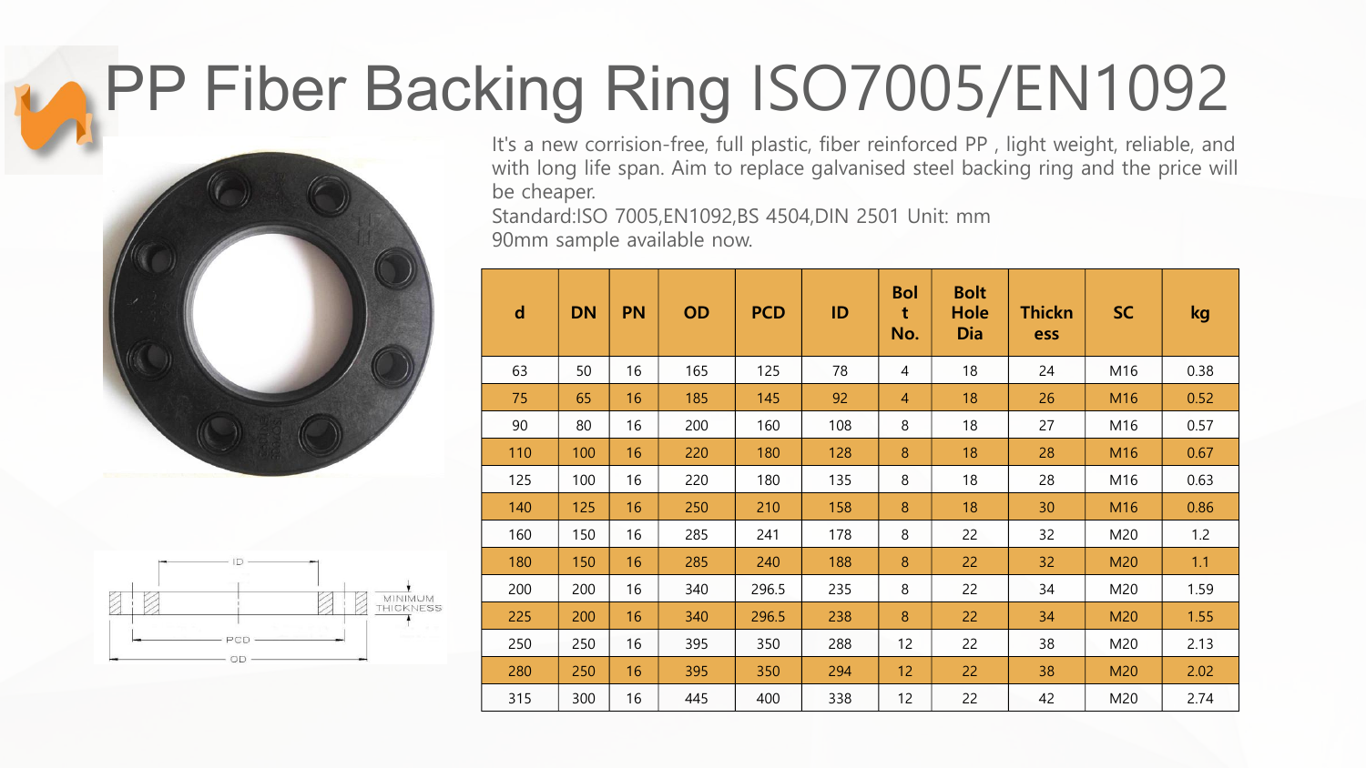# PP Fiber Backing Ring ISO7005/EN1092

It's a new corrision-free, full plastic, fiber reinforced PP , light weight, reliable, and with long life span. Aim to replace galvanised steel backing ring and the price will be cheaper.

Standard:ISO 7005,EN1092,BS 4504,DIN 2501 Unit: mm

90mm sample available now.

| d | DN | PN | OD | PCD | ID | Bolt No. | Bolt Hole Dia | Thickness | SC | kg |
|---|---|---|---|---|---|---|---|---|---|---|
| 63 | 50 | 16 | 165 | 125 | 78 | 4 | 18 | 24 | M16 | 0.38 |
| 75 | 65 | 16 | 185 | 145 | 92 | 4 | 18 | 26 | M16 | 0.52 |
| 90 | 80 | 16 | 200 | 160 | 108 | 8 | 18 | 27 | M16 | 0.57 |
| 110 | 100 | 16 | 220 | 180 | 128 | 8 | 18 | 28 | M16 | 0.67 |
| 125 | 100 | 16 | 220 | 180 | 135 | 8 | 18 | 28 | M16 | 0.63 |
| 140 | 125 | 16 | 250 | 210 | 158 | 8 | 18 | 30 | M16 | 0.86 |
| 160 | 150 | 16 | 285 | 241 | 178 | 8 | 22 | 32 | M20 | 1.2 |
| 180 | 150 | 16 | 285 | 240 | 188 | 8 | 22 | 32 | M20 | 1.1 |
| 200 | 200 | 16 | 340 | 296.5 | 235 | 8 | 22 | 34 | M20 | 1.59 |
| 225 | 200 | 16 | 340 | 296.5 | 238 | 8 | 22 | 34 | M20 | 1.55 |
| 250 | 250 | 16 | 395 | 350 | 288 | 12 | 22 | 38 | M20 | 2.13 |
| 280 | 250 | 16 | 395 | 350 | 294 | 12 | 22 | 38 | M20 | 2.02 |
| 315 | 300 | 16 | 445 | 400 | 338 | 12 | 22 | 42 | M20 | 2.74 |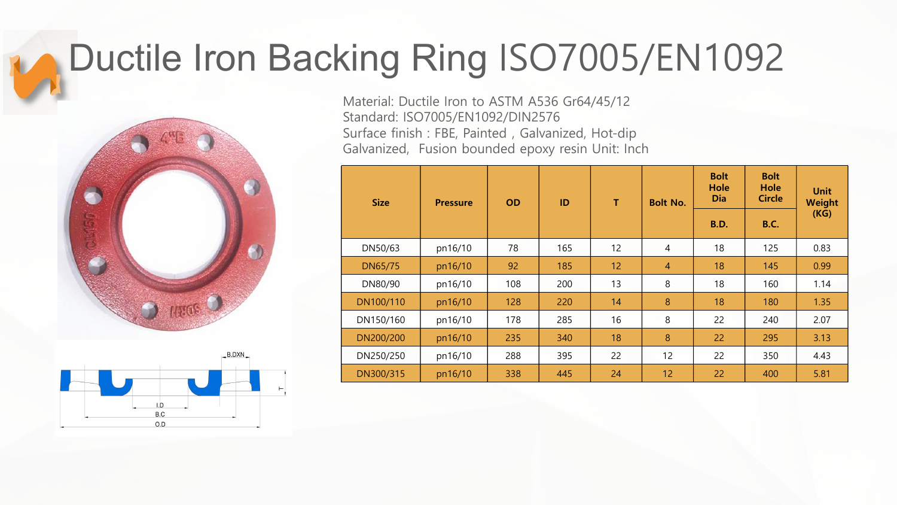# Ductile Iron Backing Ring ISO7005/EN1092

Material: Ductile Iron to ASTM A536 Gr64/45/12
Standard: ISO7005/EN1092/DIN2576
Surface finish : FBE, Painted , Galvanized, Hot-dip Galvanized, Fusion bounded epoxy resin Unit: Inch

| Size | Pressure | OD | ID | T | Bolt No. | Bolt Hole Dia | Bolt Hole Circle | Unit Weight (KG) |
|---|---|---|---|---|---|---|---|---|
| | | | | | | B.D. | B.C. | |
| DN50/63 | pn16/10 | 78 | 165 | 12 | 4 | 18 | 125 | 0.83 |
| DN65/75 | pn16/10 | 92 | 185 | 12 | 4 | 18 | 145 | 0.99 |
| DN80/90 | pn16/10 | 108 | 200 | 13 | 8 | 18 | 160 | 1.14 |
| DN100/110 | pn16/10 | 128 | 220 | 14 | 8 | 18 | 180 | 1.35 |
| DN150/160 | pn16/10 | 178 | 285 | 16 | 8 | 22 | 240 | 2.07 |
| DN200/200 | pn16/10 | 235 | 340 | 18 | 8 | 22 | 295 | 3.13 |
| DN250/250 | pn16/10 | 288 | 395 | 22 | 12 | 22 | 350 | 4.43 |
| DN300/315 | pn16/10 | 338 | 445 | 24 | 12 | 22 | 400 | 5.81 |